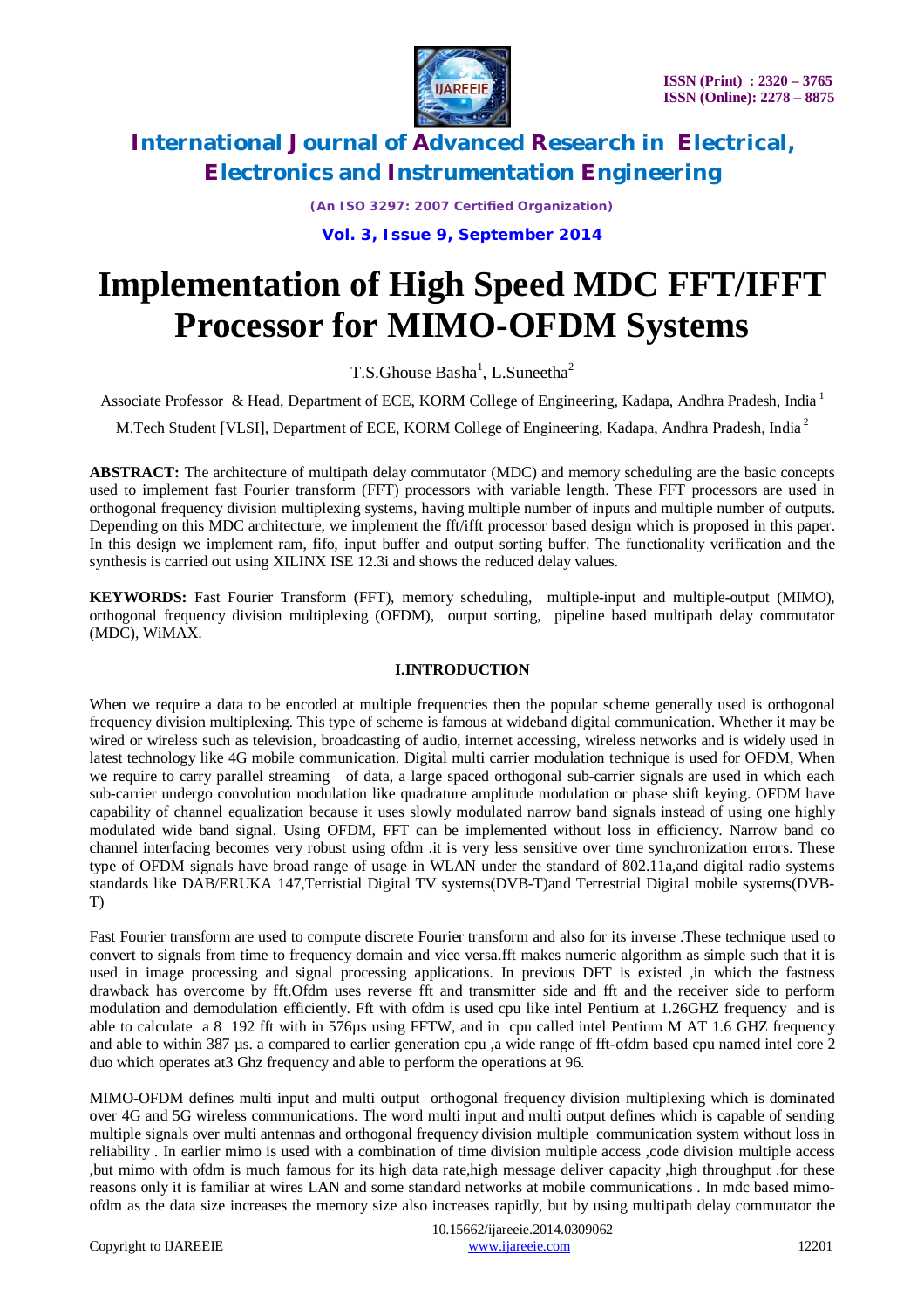# International Journal of Advanced Research in Electrical, Electronics and Instrumentation Engineering

*(An ISO 3297: 2007 Certified Organization)*

**Vol. 3, Issue 9, September 2014**

# Implementation of High Speed MDC FFT/IFFT Processor for MIMO-OFDM Systems

T.S.Ghouse Basha[1], L.Suneetha[2]

Associate Professor & Head, Department of ECE, KORM College of Engineering, Kadapa, Andhra Pradesh, India [1]

M.Tech Student [VLSI], Department of ECE, KORM College of Engineering, Kadapa, Andhra Pradesh, India [2]

**ABSTRACT:** The architecture of multipath delay commutator (MDC) and memory scheduling are the basic concepts used to implement fast Fourier transform (FFT) processors with variable length. These FFT processors are used in orthogonal frequency division multiplexing systems, having multiple number of inputs and multiple number of outputs. Depending on this MDC architecture, we implement the fft/ifft processor based design which is proposed in this paper. In this design we implement ram, fifo, input buffer and output sorting buffer. The functionality verification and the synthesis is carried out using XILINX ISE 12.3i and shows the reduced delay values.

**KEYWORDS:** Fast Fourier Transform (FFT), memory scheduling, multiple-input and multiple-output (MIMO), orthogonal frequency division multiplexing (OFDM), output sorting, pipeline based multipath delay commutator (MDC), WiMAX.

## I.INTRODUCTION

When we require a data to be encoded at multiple frequencies then the popular scheme generally used is orthogonal frequency division multiplexing. This type of scheme is famous at wideband digital communication. Whether it may be wired or wireless such as television, broadcasting of audio, internet accessing, wireless networks and is widely used in latest technology like 4G mobile communication. Digital multi carrier modulation technique is used for OFDM, When we require to carry parallel streaming of data, a large spaced orthogonal sub-carrier signals are used in which each sub-carrier undergo convolution modulation like quadrature amplitude modulation or phase shift keying. OFDM have capability of channel equalization because it uses slowly modulated narrow band signals instead of using one highly modulated wide band signal. Using OFDM, FFT can be implemented without loss in efficiency. Narrow band co channel interfacing becomes very robust using ofdm .it is very less sensitive over time synchronization errors. These type of OFDM signals have broad range of usage in WLAN under the standard of 802.11a,and digital radio systems standards like DAB/ERUKA 147,Terristial Digital TV systems(DVB-T)and Terrestrial Digital mobile systems(DVB-T)

Fast Fourier transform are used to compute discrete Fourier transform and also for its inverse .These technique used to convert to signals from time to frequency domain and vice versa.fft makes numeric algorithm as simple such that it is used in image processing and signal processing applications. In previous DFT is existed ,in which the fastness drawback has overcome by fft.Ofdm uses reverse fft and transmitter side and fft and the receiver side to perform modulation and demodulation efficiently. Fft with ofdm is used cpu like intel Pentium at 1.26GHZ frequency and is able to calculate a 8 192 fft with in 576µs using FFTW, and in cpu called intel Pentium M AT 1.6 GHZ frequency and able to within 387 µs. a compared to earlier generation cpu ,a wide range of fft-ofdm based cpu named intel core 2 duo which operates at3 Ghz frequency and able to perform the operations at 96.

MIMO-OFDM defines multi input and multi output orthogonal frequency division multiplexing which is dominated over 4G and 5G wireless communications. The word multi input and multi output defines which is capable of sending multiple signals over multi antennas and orthogonal frequency division multiple communication system without loss in reliability . In earlier mimo is used with a combination of time division multiple access ,code division multiple access ,but mimo with ofdm is much famous for its high data rate,high message deliver capacity ,high throughput .for these reasons only it is familiar at wires LAN and some standard networks at mobile communications . In mdc based mimo-ofdm as the data size increases the memory size also increases rapidly, but by using multipath delay commutator the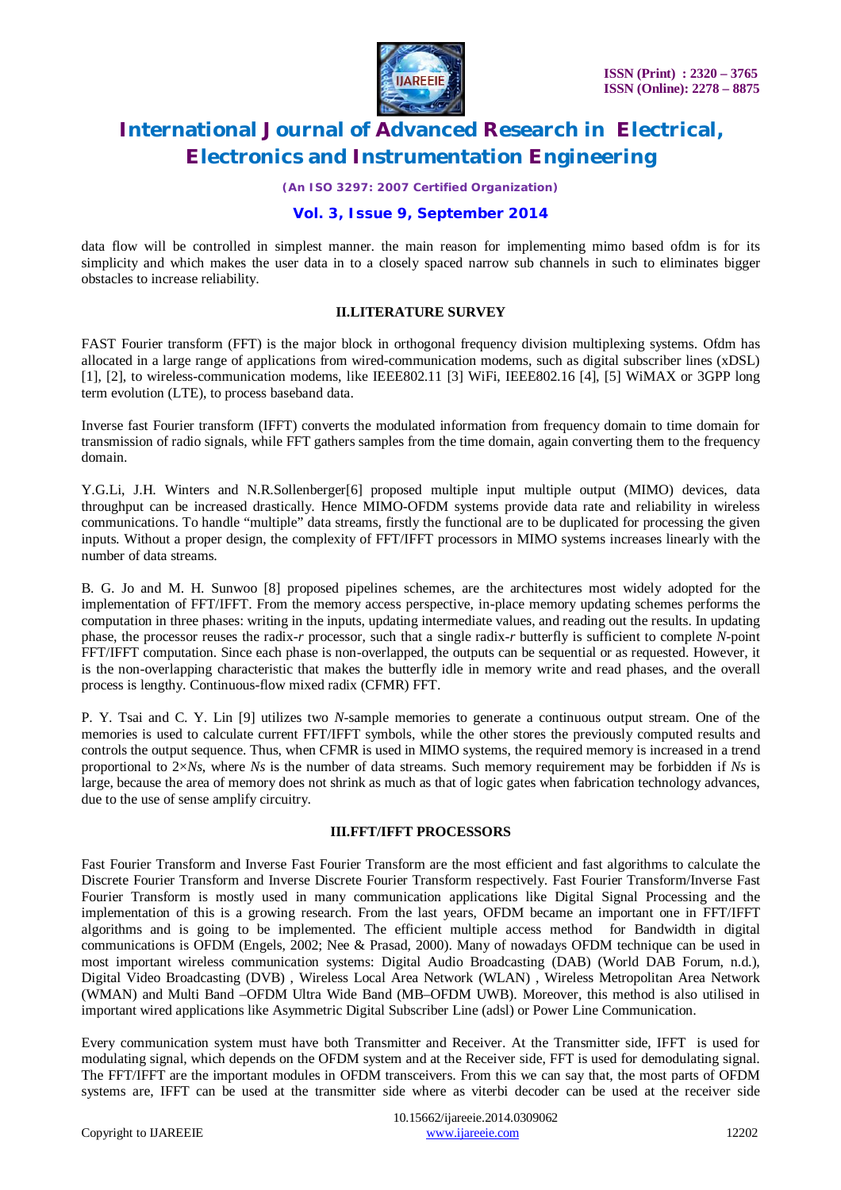data flow will be controlled in simplest manner. the main reason for implementing mimo based ofdm is for its simplicity and which makes the user data in to a closely spaced narrow sub channels in such to eliminates bigger obstacles to increase reliability.

## II.LITERATURE SURVEY

FAST Fourier transform (FFT) is the major block in orthogonal frequency division multiplexing systems. Ofdm has allocated in a large range of applications from wired-communication modems, such as digital subscriber lines (xDSL) [1], [2], to wireless-communication modems, like IEEE802.11 [3] WiFi, IEEE802.16 [4], [5] WiMAX or 3GPP long term evolution (LTE), to process baseband data.

Inverse fast Fourier transform (IFFT) converts the modulated information from frequency domain to time domain for transmission of radio signals, while FFT gathers samples from the time domain, again converting them to the frequency domain.

Y.G.Li, J.H. Winters and N.R.Sollenberger[6] proposed multiple input multiple output (MIMO) devices, data throughput can be increased drastically. Hence MIMO-OFDM systems provide data rate and reliability in wireless communications. To handle "multiple" data streams, firstly the functional are to be duplicated for processing the given inputs. Without a proper design, the complexity of FFT/IFFT processors in MIMO systems increases linearly with the number of data streams.

B. G. Jo and M. H. Sunwoo [8] proposed pipelines schemes, are the architectures most widely adopted for the implementation of FFT/IFFT. From the memory access perspective, in-place memory updating schemes performs the computation in three phases: writing in the inputs, updating intermediate values, and reading out the results. In updating phase, the processor reuses the radix-$r$ processor, such that a single radix-$r$ butterfly is sufficient to complete $N$-point FFT/IFFT computation. Since each phase is non-overlapped, the outputs can be sequential or as requested. However, it is the non-overlapping characteristic that makes the butterfly idle in memory write and read phases, and the overall process is lengthy. Continuous-flow mixed radix (CFMR) FFT.

P. Y. Tsai and C. Y. Lin [9] utilizes two $N$-sample memories to generate a continuous output stream. One of the memories is used to calculate current FFT/IFFT symbols, while the other stores the previously computed results and controls the output sequence. Thus, when CFMR is used in MIMO systems, the required memory is increased in a trend proportional to $2 \times Ns$, where $Ns$ is the number of data streams. Such memory requirement may be forbidden if $Ns$ is large, because the area of memory does not shrink as much as that of logic gates when fabrication technology advances, due to the use of sense amplify circuitry.

## III.FFT/IFFT PROCESSORS

Fast Fourier Transform and Inverse Fast Fourier Transform are the most efficient and fast algorithms to calculate the Discrete Fourier Transform and Inverse Discrete Fourier Transform respectively. Fast Fourier Transform/Inverse Fast Fourier Transform is mostly used in many communication applications like Digital Signal Processing and the implementation of this is a growing research. From the last years, OFDM became an important one in FFT/IFFT algorithms and is going to be implemented. The efficient multiple access method for Bandwidth in digital communications is OFDM (Engels, 2002; Nee & Prasad, 2000). Many of nowadays OFDM technique can be used in most important wireless communication systems: Digital Audio Broadcasting (DAB) (World DAB Forum, n.d.), Digital Video Broadcasting (DVB) , Wireless Local Area Network (WLAN) , Wireless Metropolitan Area Network (WMAN) and Multi Band –OFDM Ultra Wide Band (MB–OFDM UWB). Moreover, this method is also utilised in important wired applications like Asymmetric Digital Subscriber Line (adsl) or Power Line Communication.

Every communication system must have both Transmitter and Receiver. At the Transmitter side, IFFT is used for modulating signal, which depends on the OFDM system and at the Receiver side, FFT is used for demodulating signal. The FFT/IFFT are the important modules in OFDM transceivers. From this we can say that, the most parts of OFDM systems are, IFFT can be used at the transmitter side where as viterbi decoder can be used at the receiver side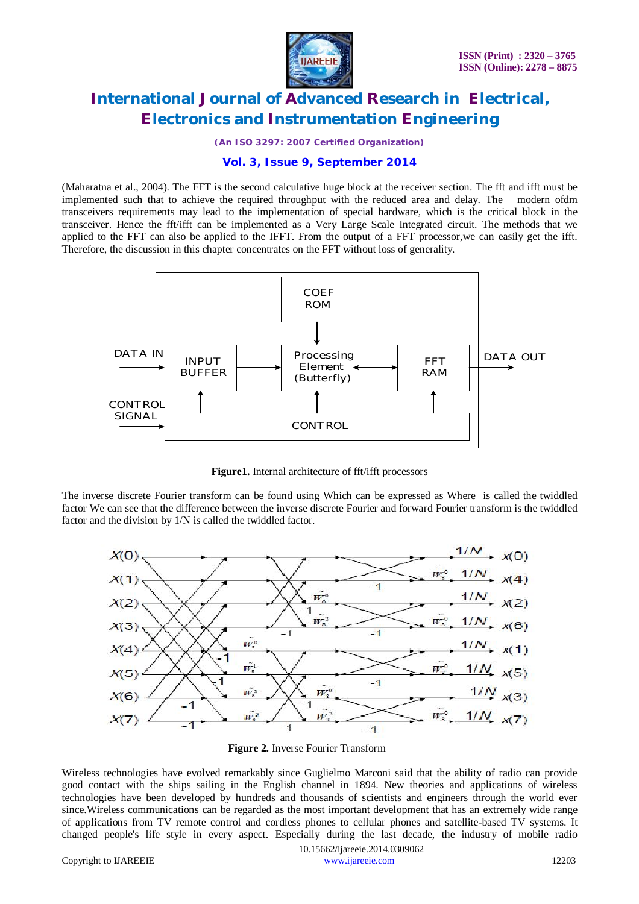(Maharatna et al., 2004). The FFT is the second calculative huge block at the receiver section. The fft and ifft must be implemented such that to achieve the required throughput with the reduced area and delay. The modern ofdm transceivers requirements may lead to the implementation of special hardware, which is the critical block in the transceiver. Hence the fft/ifft can be implemented as a Very Large Scale Integrated circuit. The methods that we applied to the FFT can also be applied to the IFFT. From the output of a FFT processor,we can easily get the ifft. Therefore, the discussion in this chapter concentrates on the FFT without loss of generality.

**Figure1.** Internal architecture of fft/ifft processors

The inverse discrete Fourier transform can be found using Which can be expressed as Where is called the twiddled factor We can see that the difference between the inverse discrete Fourier and forward Fourier transform is the twiddled factor and the division by 1/N is called the twiddled factor.

**Figure 2.** Inverse Fourier Transform

Wireless technologies have evolved remarkably since Guglielmo Marconi said that the ability of radio can provide good contact with the ships sailing in the English channel in 1894. New theories and applications of wireless technologies have been developed by hundreds and thousands of scientists and engineers through the world ever since.Wireless communications can be regarded as the most important development that has an extremely wide range of applications from TV remote control and cordless phones to cellular phones and satellite-based TV systems. It changed people's life style in every aspect. Especially during the last decade, the industry of mobile radio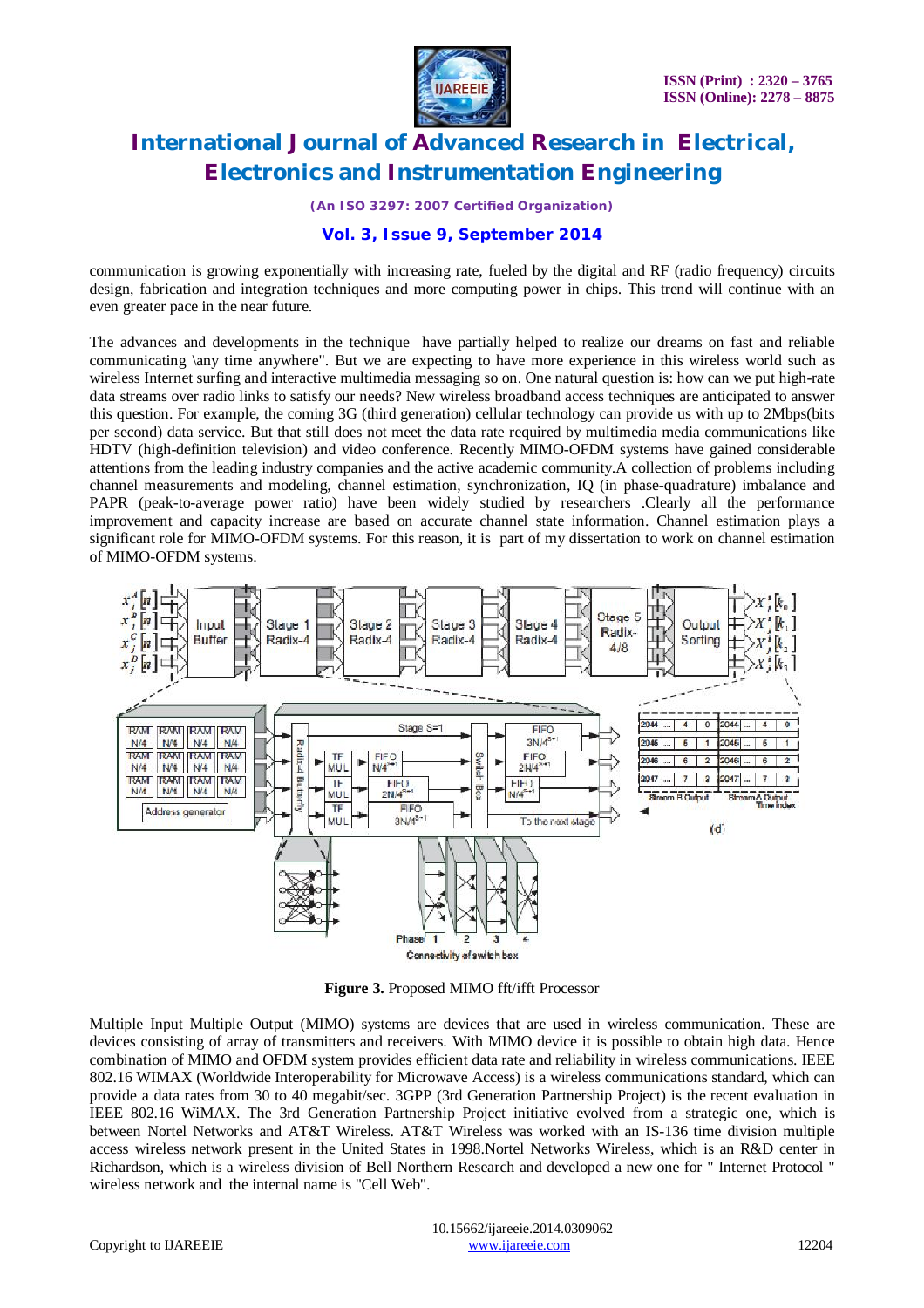communication is growing exponentially with increasing rate, fueled by the digital and RF (radio frequency) circuits design, fabrication and integration techniques and more computing power in chips. This trend will continue with an even greater pace in the near future.

The advances and developments in the technique have partially helped to realize our dreams on fast and reliable communicating \any time anywhere". But we are expecting to have more experience in this wireless world such as wireless Internet surfing and interactive multimedia messaging so on. One natural question is: how can we put high-rate data streams over radio links to satisfy our needs? New wireless broadband access techniques are anticipated to answer this question. For example, the coming 3G (third generation) cellular technology can provide us with up to 2Mbps(bits per second) data service. But that still does not meet the data rate required by multimedia media communications like HDTV (high-definition television) and video conference. Recently MIMO-OFDM systems have gained considerable attentions from the leading industry companies and the active academic community.A collection of problems including channel measurements and modeling, channel estimation, synchronization, IQ (in phase-quadrature) imbalance and PAPR (peak-to-average power ratio) have been widely studied by researchers .Clearly all the performance improvement and capacity increase are based on accurate channel state information. Channel estimation plays a significant role for MIMO-OFDM systems. For this reason, it is part of my dissertation to work on channel estimation of MIMO-OFDM systems.

**Figure 3.** Proposed MIMO fft/ifft Processor

Multiple Input Multiple Output (MIMO) systems are devices that are used in wireless communication. These are devices consisting of array of transmitters and receivers. With MIMO device it is possible to obtain high data. Hence combination of MIMO and OFDM system provides efficient data rate and reliability in wireless communications. IEEE 802.16 WIMAX (Worldwide Interoperability for Microwave Access) is a wireless communications standard, which can provide a data rates from 30 to 40 megabit/sec. 3GPP (3rd Generation Partnership Project) is the recent evaluation in IEEE 802.16 WiMAX. The 3rd Generation Partnership Project initiative evolved from a strategic one, which is between Nortel Networks and AT&T Wireless. AT&T Wireless was worked with an IS-136 time division multiple access wireless network present in the United States in 1998.Nortel Networks Wireless, which is an R&D center in Richardson, which is a wireless division of Bell Northern Research and developed a new one for " Internet Protocol " wireless network and the internal name is "Cell Web".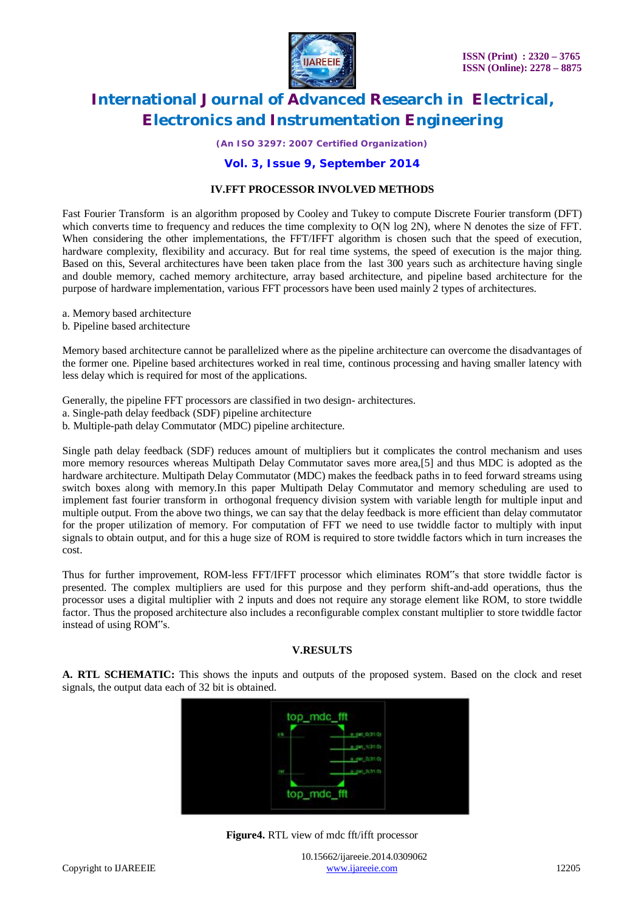### IV.FFT PROCESSOR INVOLVED METHODS

Fast Fourier Transform is an algorithm proposed by Cooley and Tukey to compute Discrete Fourier transform (DFT) which converts time to frequency and reduces the time complexity to O(N log 2N), where N denotes the size of FFT. When considering the other implementations, the FFT/IFFT algorithm is chosen such that the speed of execution, hardware complexity, flexibility and accuracy. But for real time systems, the speed of execution is the major thing. Based on this, Several architectures have been taken place from the last 300 years such as architecture having single and double memory, cached memory architecture, array based architecture, and pipeline based architecture for the purpose of hardware implementation, various FFT processors have been used mainly 2 types of architectures.

a. Memory based architecture
b. Pipeline based architecture

Memory based architecture cannot be parallelized where as the pipeline architecture can overcome the disadvantages of the former one. Pipeline based architectures worked in real time, continous processing and having smaller latency with less delay which is required for most of the applications.

Generally, the pipeline FFT processors are classified in two design- architectures.
a. Single-path delay feedback (SDF) pipeline architecture
b. Multiple-path delay Commutator (MDC) pipeline architecture.

Single path delay feedback (SDF) reduces amount of multipliers but it complicates the control mechanism and uses more memory resources whereas Multipath Delay Commutator saves more area,[5] and thus MDC is adopted as the hardware architecture. Multipath Delay Commutator (MDC) makes the feedback paths in to feed forward streams using switch boxes along with memory.In this paper Multipath Delay Commutator and memory scheduling are used to implement fast fourier transform in orthogonal frequency division system with variable length for multiple input and multiple output. From the above two things, we can say that the delay feedback is more efficient than delay commutator for the proper utilization of memory. For computation of FFT we need to use twiddle factor to multiply with input signals to obtain output, and for this a huge size of ROM is required to store twiddle factors which in turn increases the cost.

Thus for further improvement, ROM-less FFT/IFFT processor which eliminates ROM"s that store twiddle factor is presented. The complex multipliers are used for this purpose and they perform shift-and-add operations, thus the processor uses a digital multiplier with 2 inputs and does not require any storage element like ROM, to store twiddle factor. Thus the proposed architecture also includes a reconfigurable complex constant multiplier to store twiddle factor instead of using ROM"s.

### V.RESULTS

**A. RTL SCHEMATIC:** This shows the inputs and outputs of the proposed system. Based on the clock and reset signals, the output data each of 32 bit is obtained.

**Figure4.** RTL view of mdc fft/ifft processor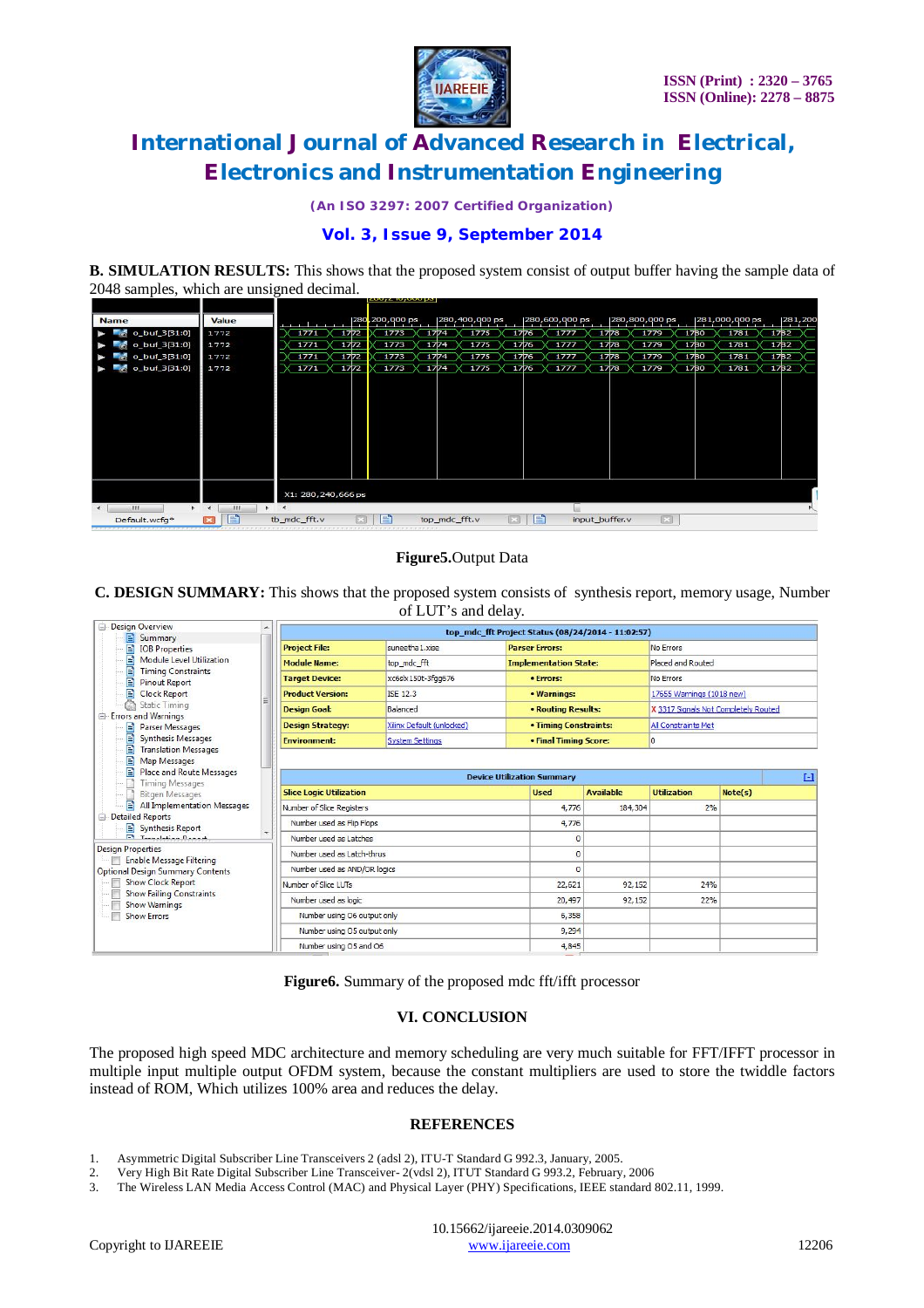**B. SIMULATION RESULTS:** This shows that the proposed system consist of output buffer having the sample data of 2048 samples, which are unsigned decimal.

**Figure5.**Output Data

**C. DESIGN SUMMARY:** This shows that the proposed system consists of synthesis report, memory usage, Number of LUT's and delay.

**Figure6.** Summary of the proposed mdc fft/ifft processor

## VI. CONCLUSION

The proposed high speed MDC architecture and memory scheduling are very much suitable for FFT/IFFT processor in multiple input multiple output OFDM system, because the constant multipliers are used to store the twiddle factors instead of ROM, Which utilizes 100% area and reduces the delay.

## REFERENCES

1. Asymmetric Digital Subscriber Line Transceivers 2 (adsl 2), ITU-T Standard G 992.3, January, 2005.
2. Very High Bit Rate Digital Subscriber Line Transceiver- 2(vdsl 2), ITUT Standard G 993.2, February, 2006
3. The Wireless LAN Media Access Control (MAC) and Physical Layer (PHY) Specifications, IEEE standard 802.11, 1999.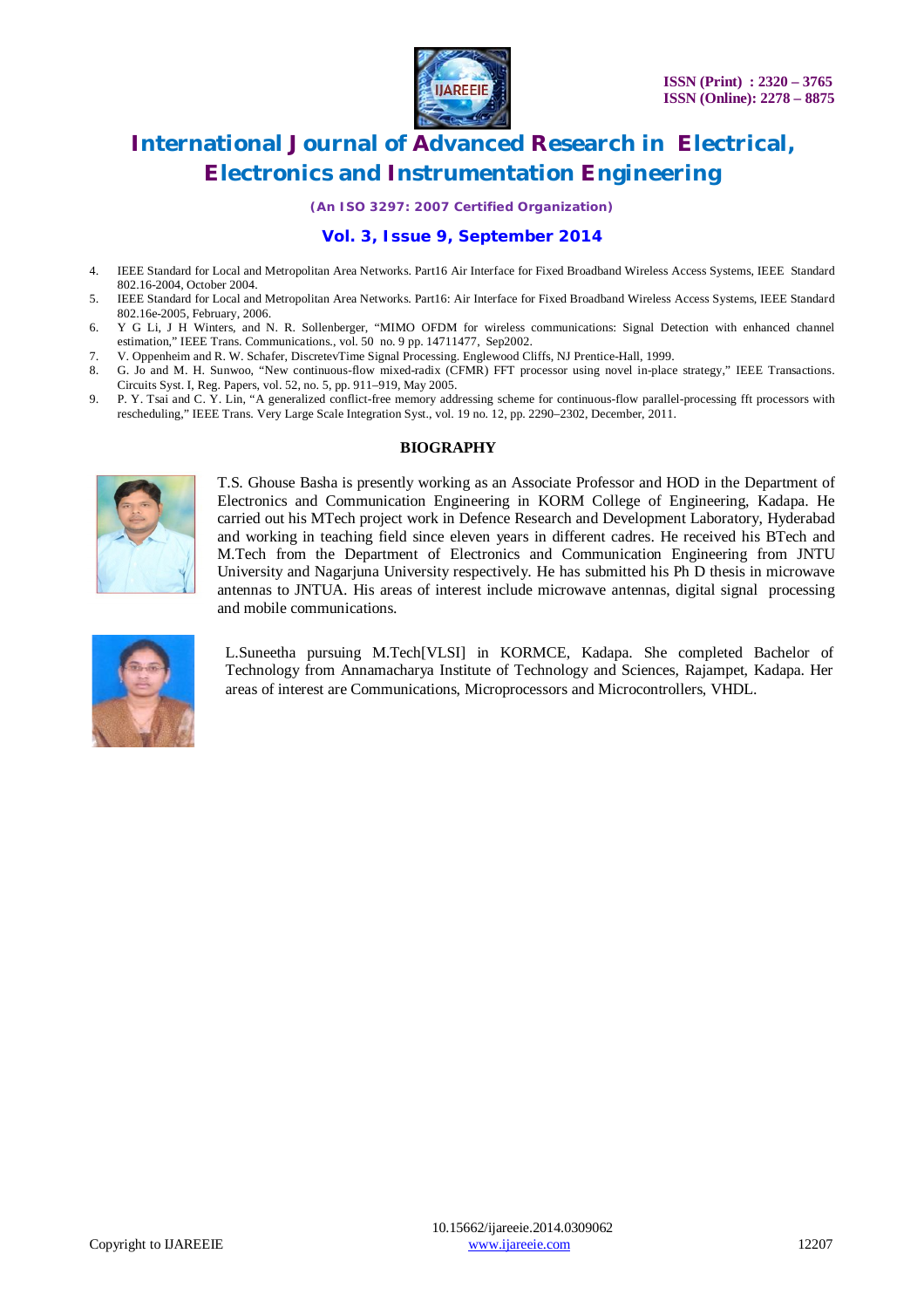4. IEEE Standard for Local and Metropolitan Area Networks. Part16 Air Interface for Fixed Broadband Wireless Access Systems, IEEE Standard 802.16-2004, October 2004.
5. IEEE Standard for Local and Metropolitan Area Networks. Part16: Air Interface for Fixed Broadband Wireless Access Systems, IEEE Standard 802.16e-2005, February, 2006.
6. Y G Li, J H Winters, and N. R. Sollenberger, "MIMO OFDM for wireless communications: Signal Detection with enhanced channel estimation," IEEE Trans. Communications., vol. 50 no. 9 pp. 14711477, Sep2002.
7. V. Oppenheim and R. W. Schafer, DiscretevTime Signal Processing. Englewood Cliffs, NJ Prentice-Hall, 1999.
8. G. Jo and M. H. Sunwoo, "New continuous-flow mixed-radix (CFMR) FFT processor using novel in-place strategy," IEEE Transactions. Circuits Syst. I, Reg. Papers, vol. 52, no. 5, pp. 911–919, May 2005.
9. P. Y. Tsai and C. Y. Lin, "A generalized conflict-free memory addressing scheme for continuous-flow parallel-processing fft processors with rescheduling," IEEE Trans. Very Large Scale Integration Syst., vol. 19 no. 12, pp. 2290–2302, December, 2011.

## BIOGRAPHY

T.S. Ghouse Basha is presently working as an Associate Professor and HOD in the Department of Electronics and Communication Engineering in KORM College of Engineering, Kadapa. He carried out his MTech project work in Defence Research and Development Laboratory, Hyderabad and working in teaching field since eleven years in different cadres. He received his BTech and M.Tech from the Department of Electronics and Communication Engineering from JNTU University and Nagarjuna University respectively. He has submitted his Ph D thesis in microwave antennas to JNTUA. His areas of interest include microwave antennas, digital signal processing and mobile communications.

L.Suneetha pursuing M.Tech[VLSI] in KORMCE, Kadapa. She completed Bachelor of Technology from Annamacharya Institute of Technology and Sciences, Rajampet, Kadapa. Her areas of interest are Communications, Microprocessors and Microcontrollers, VHDL.